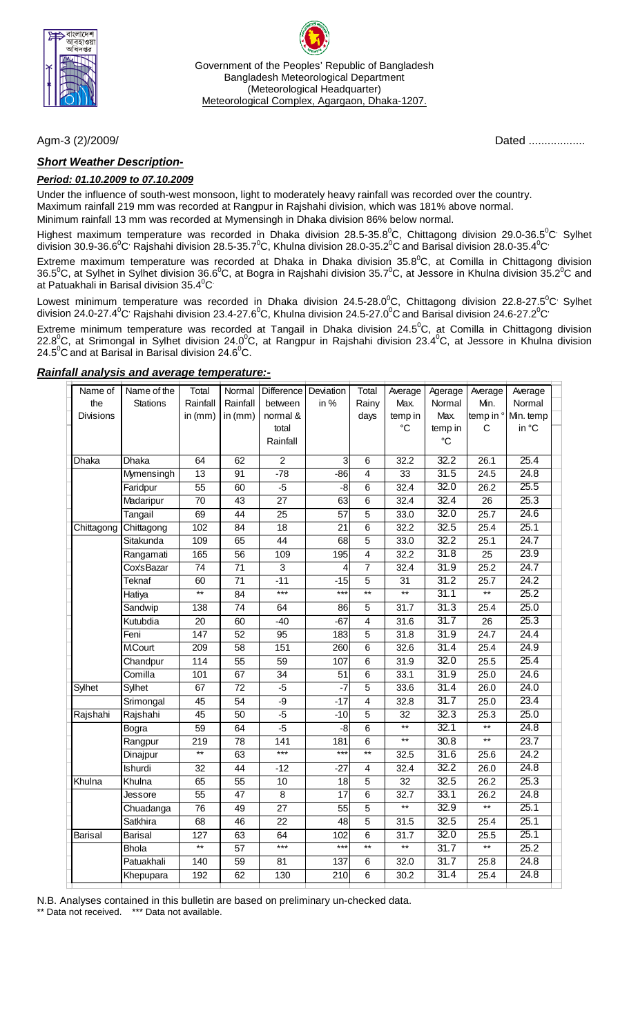Government of the Peoples' Republic of Bangladesh
Bangladesh Meteorological Department
(Meteorological Headquarter)
Meteorological Complex, Agargaon, Dhaka-1207.

Agm-3 (2)/2009/ Dated ..................

***Short Weather Description-***

***Period: 01.10.2009 to 07.10.2009***

Under the influence of south-west monsoon, light to moderately heavy rainfall was recorded over the country.
Maximum rainfall 219 mm was recorded at Rangpur in Rajshahi division, which was 181% above normal.
Minimum rainfall 13 mm was recorded at Mymensingh in Dhaka division 86% below normal.

Highest maximum temperature was recorded in Dhaka division 28.5-35.8$^0$C, Chittagong division 29.0-36.5$^0$C Sylhet division 30.9-36.6$^0$C Rajshahi division 28.5-35.7$^0$C, Khulna division 28.0-35.2$^0$C and Barisal division 28.0-35.4$^0$C

Extreme maximum temperature was recorded at Dhaka in Dhaka division 35.8$^0$C, at Comilla in Chittagong division 36.5$^0$C, at Sylhet in Sylhet division 36.6$^0$C, at Bogra in Rajshahi division 35.7$^0$C, at Jessore in Khulna division 35.2$^0$C and at Patuakhali in Barisal division 35.4$^0$C

Lowest minimum temperature was recorded in Dhaka division 24.5-28.0$^0$C, Chittagong division 22.8-27.5$^0$C Sylhet division 24.0-27.4$^0$C Rajshahi division 23.4-27.6$^0$C, Khulna division 24.5-27.0$^0$C and Barisal division 24.6-27.2$^0$C

Extreme minimum temperature was recorded at Tangail in Dhaka division 24.5$^0$C, at Comilla in Chittagong division 22.8$^0$C, at Srimongal in Sylhet division 24.0$^0$C, at Rangpur in Rajshahi division 23.4$^0$C, at Jessore in Khulna division 24.5$^0$C and at Barisal in Barisal division 24.6$^0$C.

***Rainfall analysis and average temperature:-***

| Name of the Divisions | Name of the Stations | Total Rainfall in (mm) | Normal Rainfall in (mm) | Difference between normal & total Rainfall | Deviation in % | Total Rainy days | Average Max. temp in °C | Agerage Normal Max. temp in °C | Average Min. temp in °C | Average Normal Min. temp in °C |
|---|---|---|---|---|---|---|---|---|---|---|
| Dhaka | Dhaka | 64 | 62 | 2 | 3 | 6 | 32.2 | 32.2 | 26.1 | 25.4 |
| | Mymensingh | 13 | 91 | -78 | -86 | 4 | 33 | 31.5 | 24.5 | 24.8 |
| | Faridpur | 55 | 60 | -5 | -8 | 6 | 32.4 | 32.0 | 26.2 | 25.5 |
| | Madaripur | 70 | 43 | 27 | 63 | 6 | 32.4 | 32.4 | 26 | 25.3 |
| | Tangail | 69 | 44 | 25 | 57 | 5 | 33.0 | 32.0 | 25.7 | 24.6 |
| Chittagong | Chittagong | 102 | 84 | 18 | 21 | 6 | 32.2 | 32.5 | 25.4 | 25.1 |
| | Sitakunda | 109 | 65 | 44 | 68 | 5 | 33.0 | 32.2 | 25.1 | 24.7 |
| | Rangamati | 165 | 56 | 109 | 195 | 4 | 32.2 | 31.8 | 25 | 23.9 |
| | Cox'sBazar | 74 | 71 | 3 | 4 | 7 | 32.4 | 31.9 | 25.2 | 24.7 |
| | Teknaf | 60 | 71 | -11 | -15 | 5 | 31 | 31.2 | 25.7 | 24.2 |
| | Hatiya | ** | 84 | *** | *** | ** | ** | 31.1 | ** | 25.2 |
| | Sandwip | 138 | 74 | 64 | 86 | 5 | 31.7 | 31.3 | 25.4 | 25.0 |
| | Kutubdia | 20 | 60 | -40 | -67 | 4 | 31.6 | 31.7 | 26 | 25.3 |
| | Feni | 147 | 52 | 95 | 183 | 5 | 31.8 | 31.9 | 24.7 | 24.4 |
| | M.Court | 209 | 58 | 151 | 260 | 6 | 32.6 | 31.4 | 25.4 | 24.9 |
| | Chandpur | 114 | 55 | 59 | 107 | 6 | 31.9 | 32.0 | 25.5 | 25.4 |
| | Comilla | 101 | 67 | 34 | 51 | 6 | 33.1 | 31.9 | 25.0 | 24.6 |
| Sylhet | Sylhet | 67 | 72 | -5 | -7 | 5 | 33.6 | 31.4 | 26.0 | 24.0 |
| | Srimongal | 45 | 54 | -9 | -17 | 4 | 32.8 | 31.7 | 25.0 | 23.4 |
| Rajshahi | Rajshahi | 45 | 50 | -5 | -10 | 5 | 32 | 32.3 | 25.3 | 25.0 |
| | Bogra | 59 | 64 | -5 | -8 | 6 | ** | 32.1 | ** | 24.8 |
| | Rangpur | 219 | 78 | 141 | 181 | 6 | ** | 30.8 | ** | 23.7 |
| | Dinajpur | ** | 63 | *** | *** | ** | 32.5 | 31.6 | 25.6 | 24.2 |
| | Ishurdi | 32 | 44 | -12 | -27 | 4 | 32.4 | 32.2 | 26.0 | 24.8 |
| Khulna | Khulna | 65 | 55 | 10 | 18 | 5 | 32 | 32.5 | 26.2 | 25.3 |
| | Jessore | 55 | 47 | 8 | 17 | 6 | 32.7 | 33.1 | 26.2 | 24.8 |
| | Chuadanga | 76 | 49 | 27 | 55 | 5 | ** | 32.9 | ** | 25.1 |
| | Satkhira | 68 | 46 | 22 | 48 | 5 | 31.5 | 32.5 | 25.4 | 25.1 |
| Barisal | Barisal | 127 | 63 | 64 | 102 | 6 | 31.7 | 32.0 | 25.5 | 25.1 |
| | Bhola | ** | 57 | *** | *** | ** | ** | 31.7 | ** | 25.2 |
| | Patuakhali | 140 | 59 | 81 | 137 | 6 | 32.0 | 31.7 | 25.8 | 24.8 |
| | Khepupara | 192 | 62 | 130 | 210 | 6 | 30.2 | 31.4 | 25.4 | 24.8 |

N.B. Analyses contained in this bulletin are based on preliminary un-checked data.
** Data not received. *** Data not available.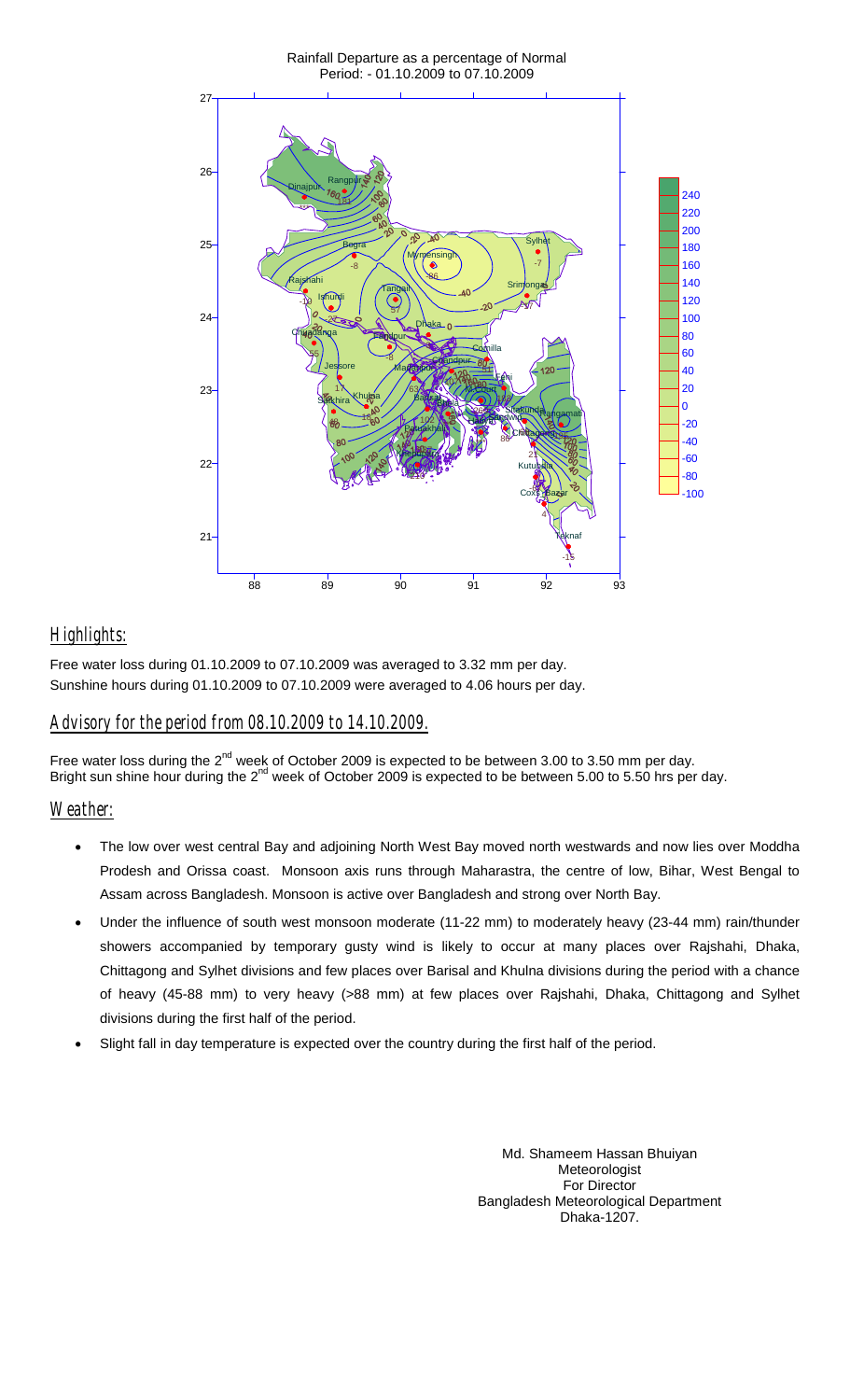Rainfall Departure as a percentage of Normal
Period: - 01.10.2009 to 07.10.2009

## Highlights:

Free water loss during 01.10.2009 to 07.10.2009 was averaged to 3.32 mm per day.
Sunshine hours during 01.10.2009 to 07.10.2009 were averaged to 4.06 hours per day.

## Advisory for the period from 08.10.2009 to 14.10.2009.

Free water loss during the 2nd week of October 2009 is expected to be between 3.00 to 3.50 mm per day.
Bright sun shine hour during the 2nd week of October 2009 is expected to be between 5.00 to 5.50 hrs per day.

## Weather:

- The low over west central Bay and adjoining North West Bay moved north westwards and now lies over Moddha Prodesh and Orissa coast. Monsoon axis runs through Maharastra, the centre of low, Bihar, West Bengal to Assam across Bangladesh. Monsoon is active over Bangladesh and strong over North Bay.
- Under the influence of south west monsoon moderate (11-22 mm) to moderately heavy (23-44 mm) rain/thunder showers accompanied by temporary gusty wind is likely to occur at many places over Rajshahi, Dhaka, Chittagong and Sylhet divisions and few places over Barisal and Khulna divisions during the period with a chance of heavy (45-88 mm) to very heavy (>88 mm) at few places over Rajshahi, Dhaka, Chittagong and Sylhet divisions during the first half of the period.
- Slight fall in day temperature is expected over the country during the first half of the period.

Md. Shameem Hassan Bhuiyan
Meteorologist
For Director
Bangladesh Meteorological Department
Dhaka-1207.